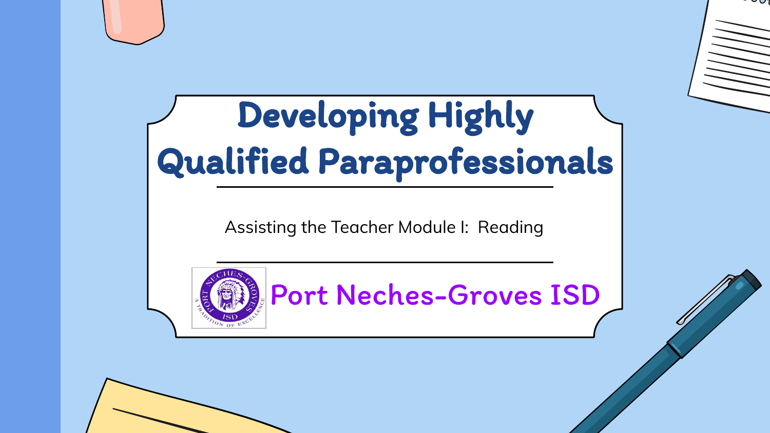# Developing Highly Qualified Paraprofessionals

Assisting the Teacher Module I: Reading

Port Neches-Groves ISD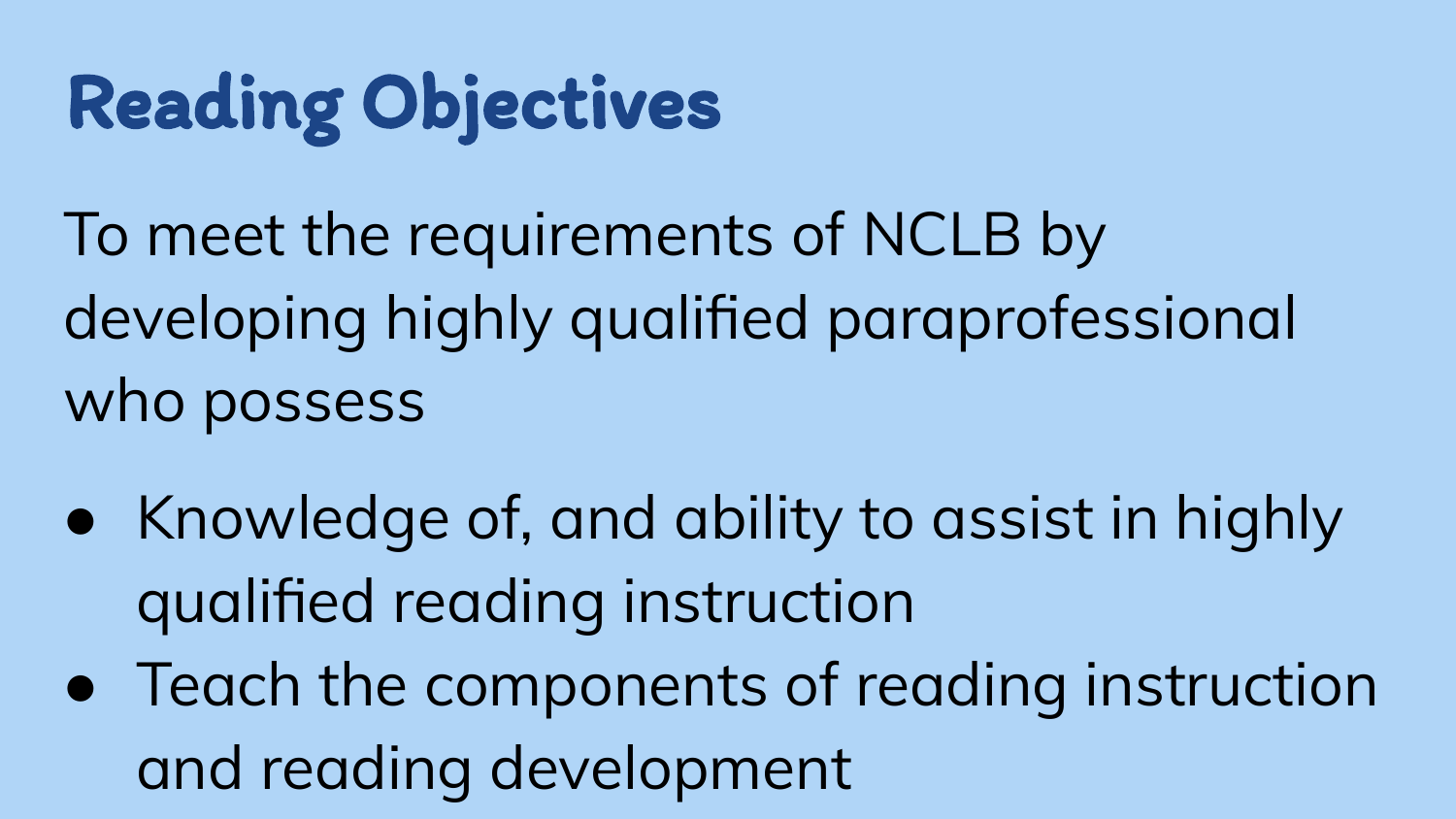# Reading Objectives

To meet the requirements of NCLB by developing highly qualified paraprofessional who possess

- Knowledge of, and ability to assist in highly qualified reading instruction
- Teach the components of reading instruction and reading development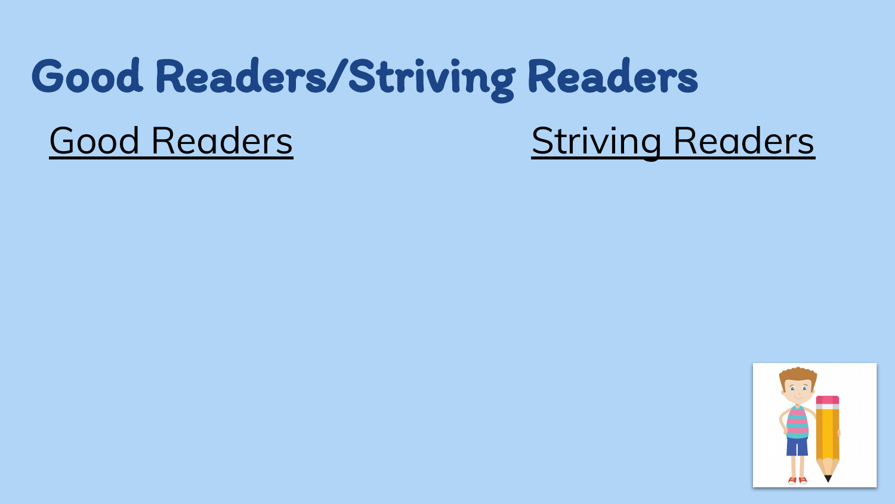# Good Readers/Striving Readers

| <u>Good Readers</u> | <u>Striving Readers</u> |
| --- | --- |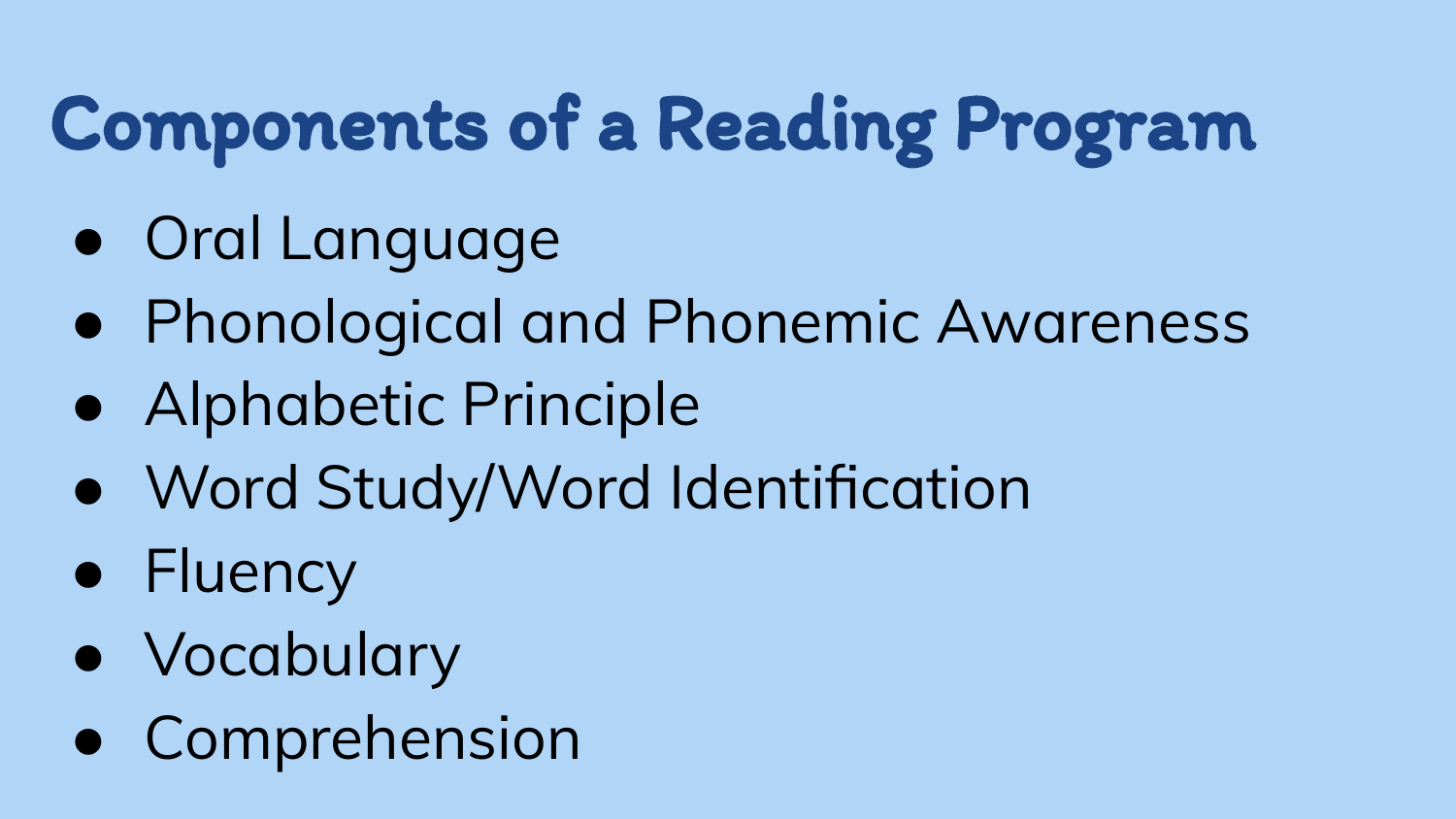# Components of a Reading Program

- Oral Language
- Phonological and Phonemic Awareness
- Alphabetic Principle
- Word Study/Word Identification
- Fluency
- Vocabulary
- Comprehension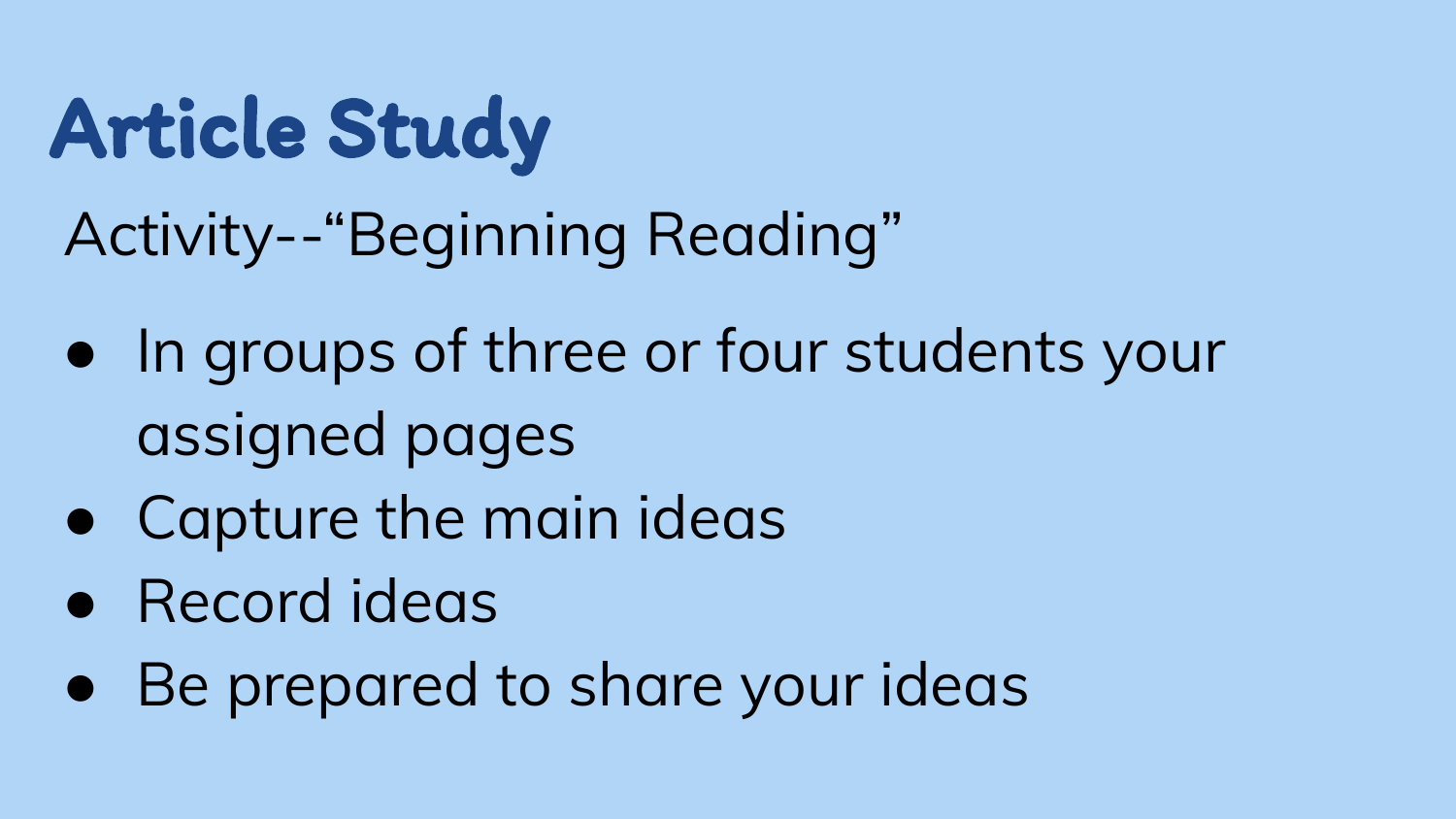# Article Study

Activity--“Beginning Reading”

- In groups of three or four students your assigned pages
- Capture the main ideas
- Record ideas
- Be prepared to share your ideas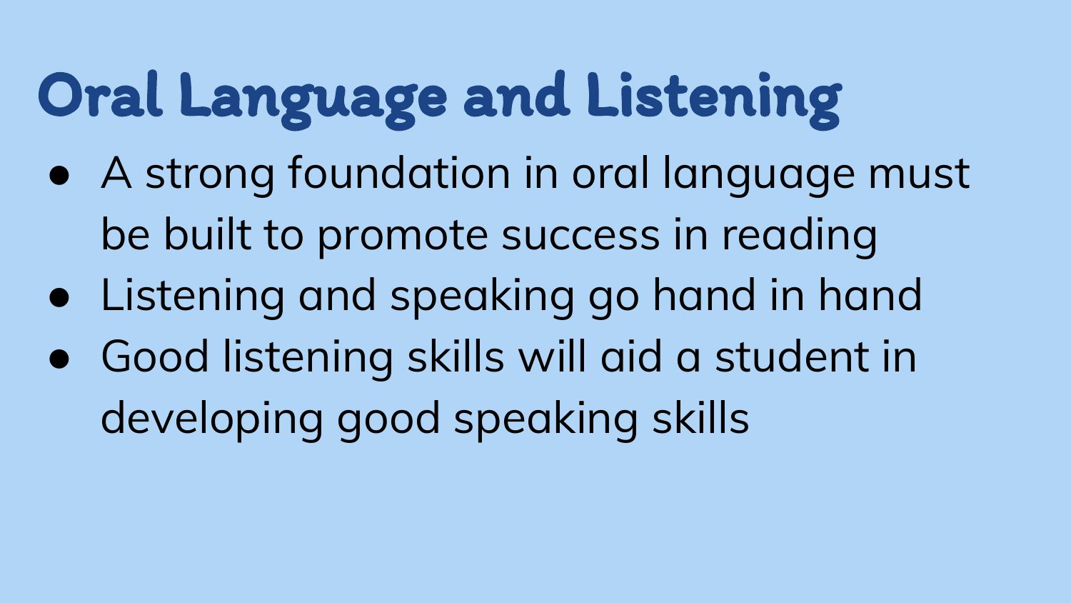# Oral Language and Listening

- A strong foundation in oral language must be built to promote success in reading
- Listening and speaking go hand in hand
- Good listening skills will aid a student in developing good speaking skills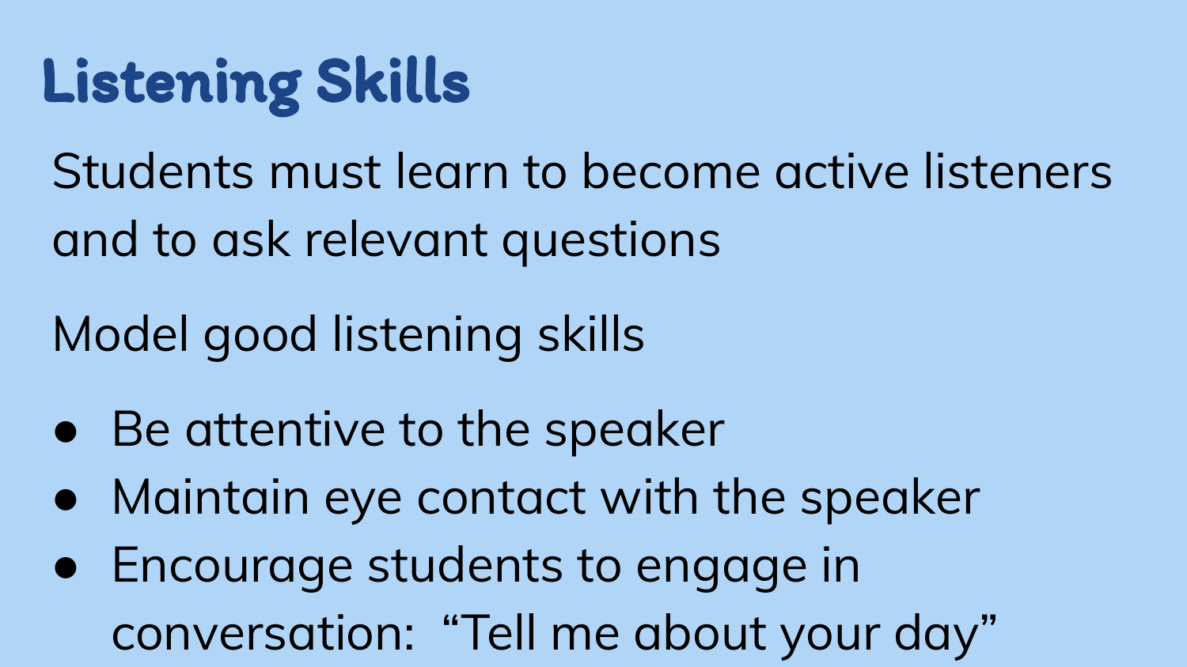# Listening Skills

Students must learn to become active listeners and to ask relevant questions

Model good listening skills

- Be attentive to the speaker
- Maintain eye contact with the speaker
- Encourage students to engage in conversation: "Tell me about your day"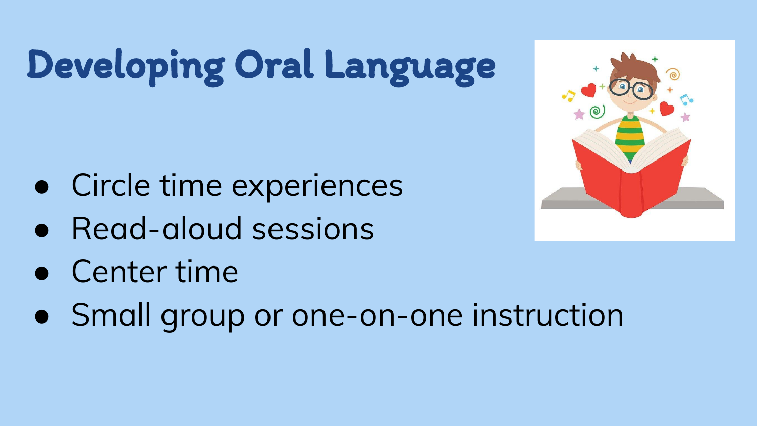# Developing Oral Language

- Circle time experiences
- Read-aloud sessions
- Center time
- Small group or one-on-one instruction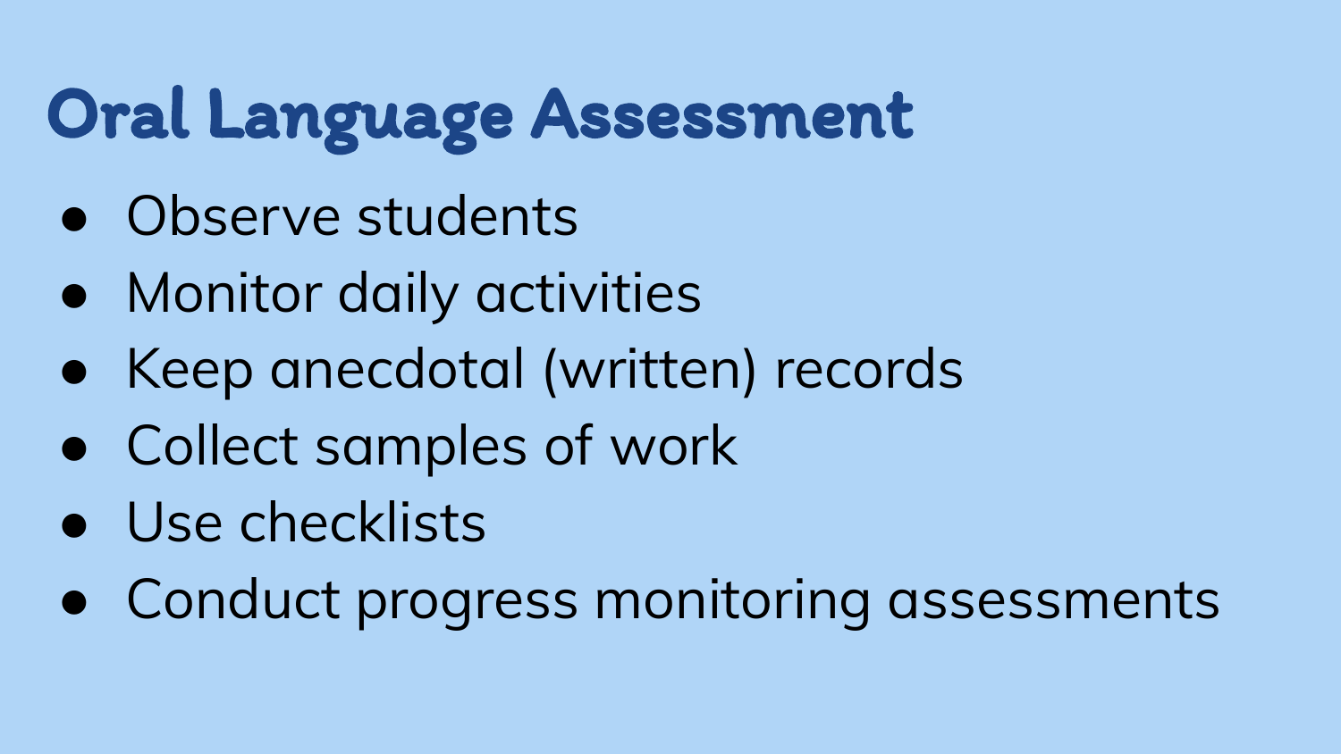# Oral Language Assessment

- Observe students
- Monitor daily activities
- Keep anecdotal (written) records
- Collect samples of work
- Use checklists
- Conduct progress monitoring assessments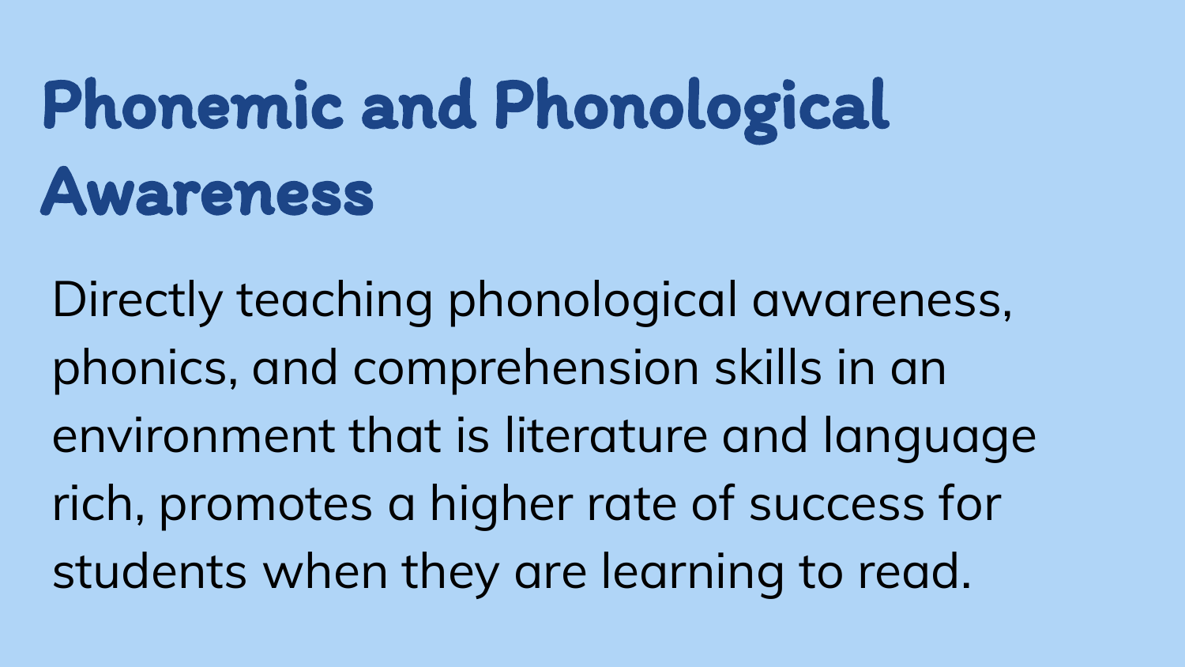# Phonemic and Phonological Awareness

Directly teaching phonological awareness, phonics, and comprehension skills in an environment that is literature and language rich, promotes a higher rate of success for students when they are learning to read.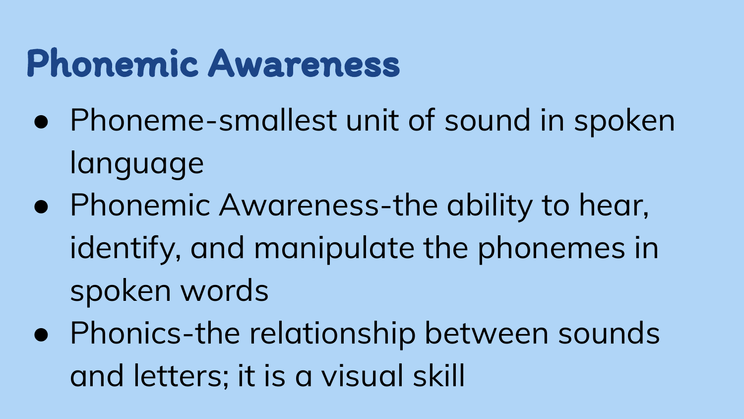# Phonemic Awareness

- Phoneme-smallest unit of sound in spoken language
- Phonemic Awareness-the ability to hear, identify, and manipulate the phonemes in spoken words
- Phonics-the relationship between sounds and letters; it is a visual skill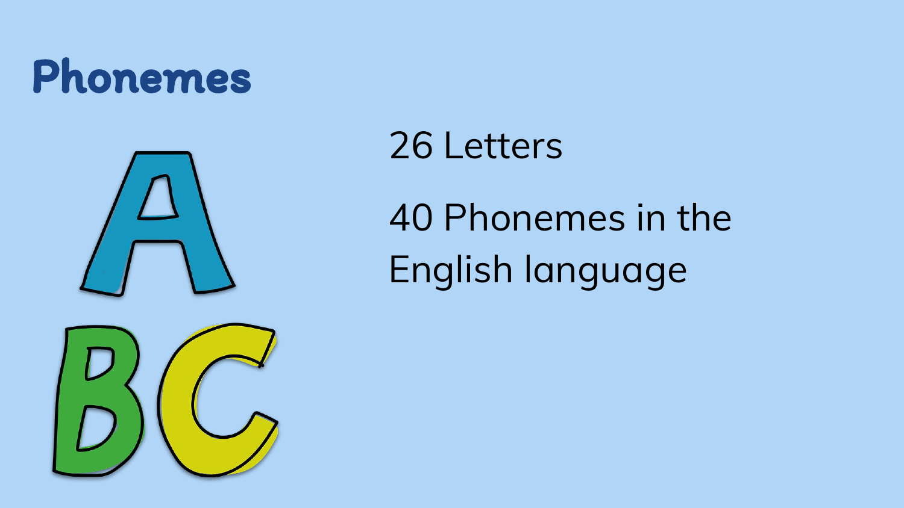# Phonemes

26 Letters

40 Phonemes in the English language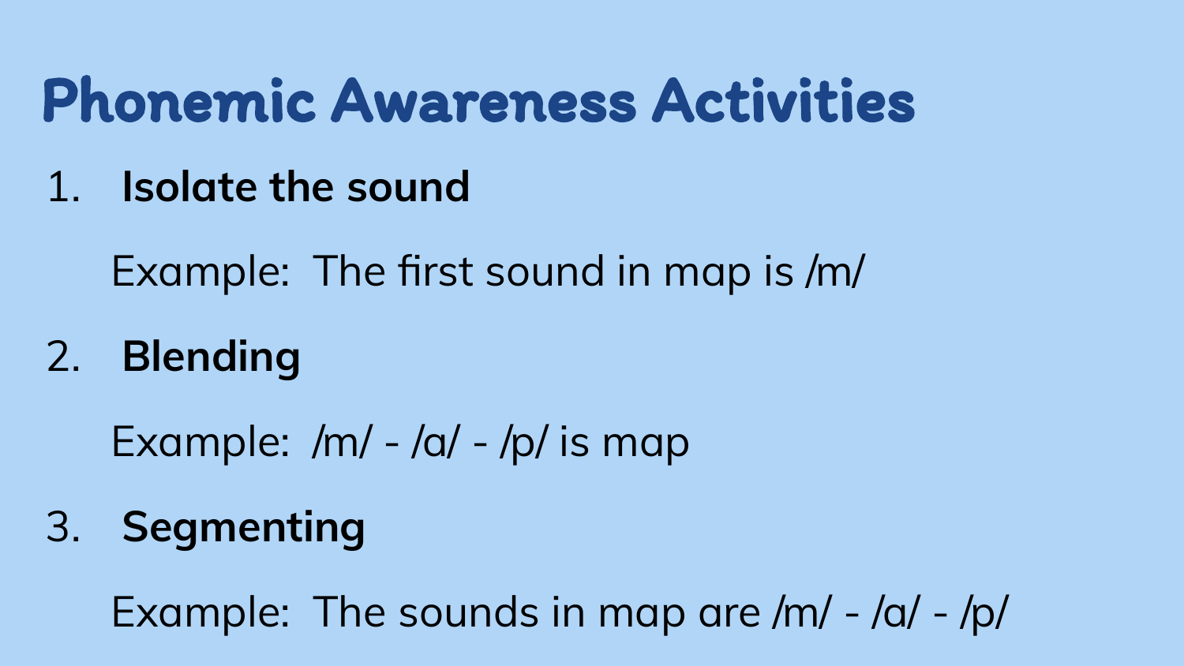# Phonemic Awareness Activities

1. **Isolate the sound**

   Example: The first sound in map is /m/

2. **Blending**

   Example: /m/ - /a/ - /p/ is map

3. **Segmenting**

   Example: The sounds in map are /m/ - /a/ - /p/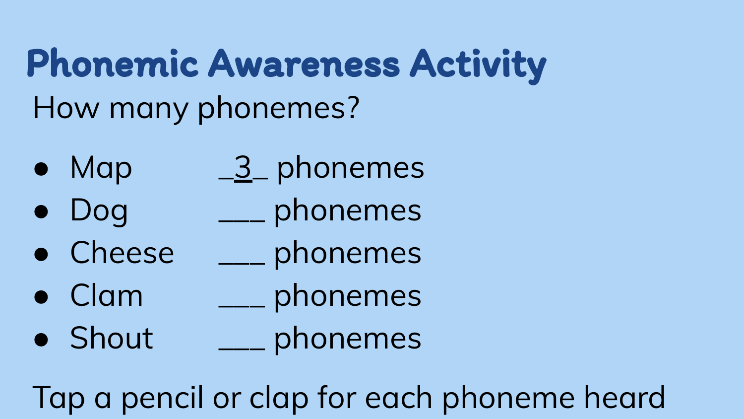# Phonemic Awareness Activity

How many phonemes?

- Map _3_ phonemes
- Dog ___ phonemes
- Cheese ___ phonemes
- Clam ___ phonemes
- Shout ___ phonemes

Tap a pencil or clap for each phoneme heard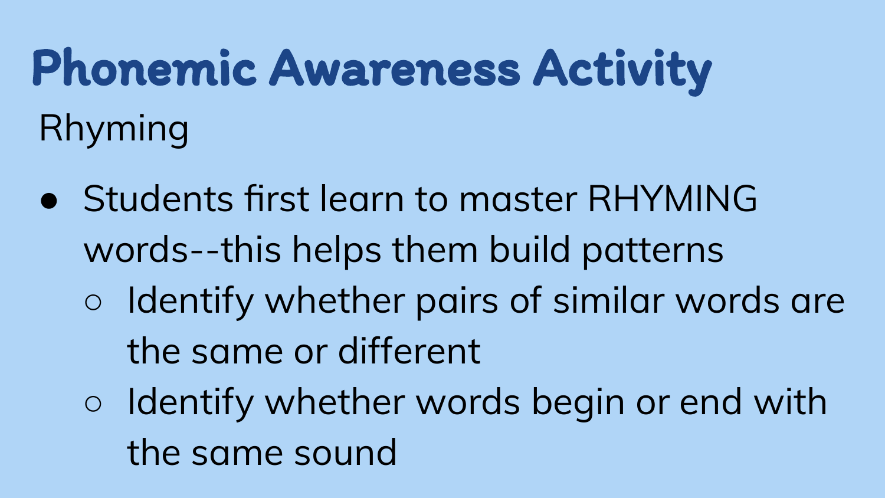# Phonemic Awareness Activity

## Rhyming

- Students first learn to master RHYMING words--this helps them build patterns
  - Identify whether pairs of similar words are the same or different
  - Identify whether words begin or end with the same sound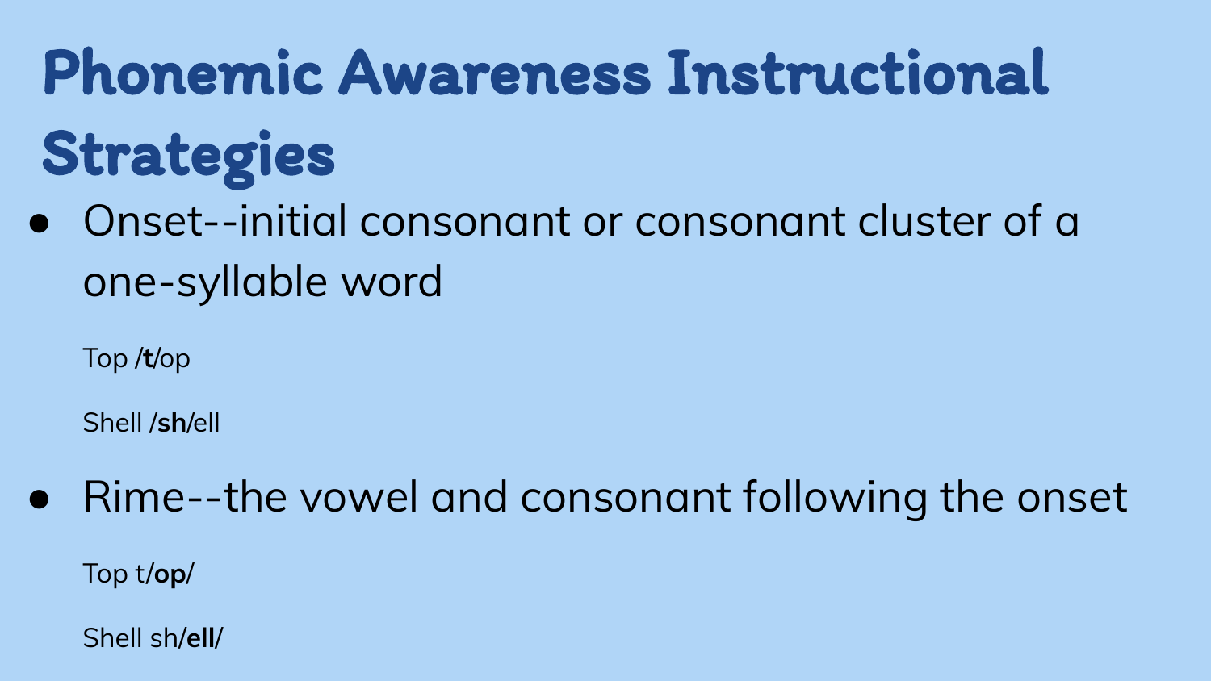# Phonemic Awareness Instructional Strategies

- Onset--initial consonant or consonant cluster of a one-syllable word

  Top /**t**/op

  Shell /**sh**/ell

- Rime--the vowel and consonant following the onset

  Top t/**op**/

  Shell sh/**ell**/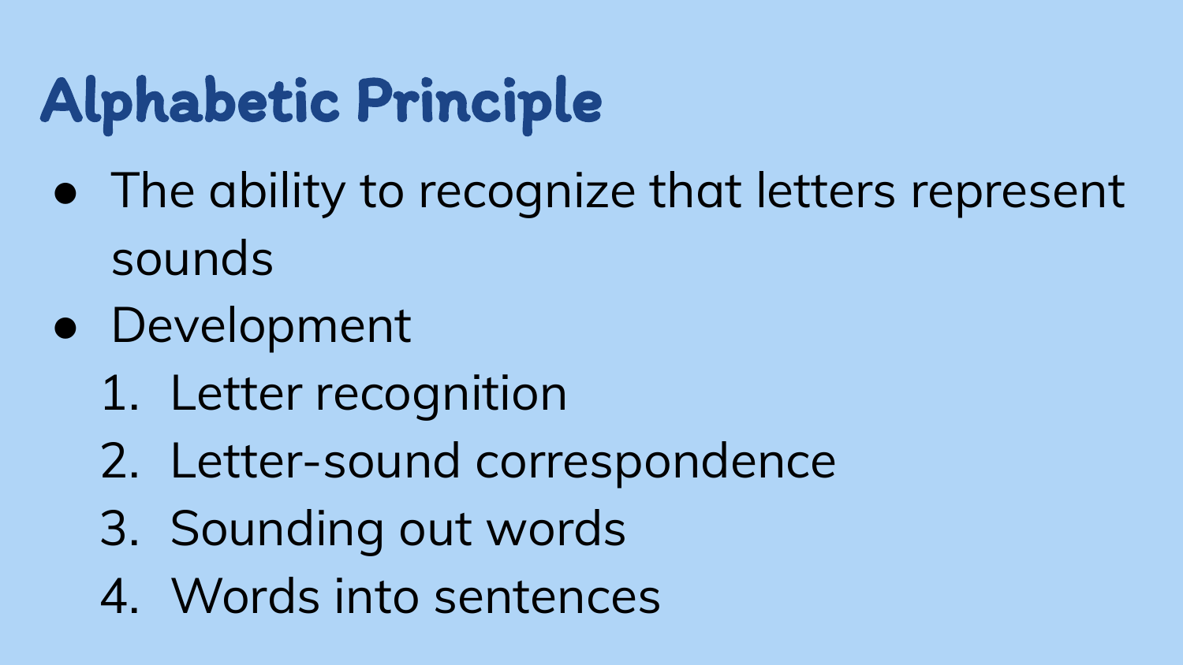# Alphabetic Principle

- The ability to recognize that letters represent sounds
- Development
  1. Letter recognition
  2. Letter-sound correspondence
  3. Sounding out words
  4. Words into sentences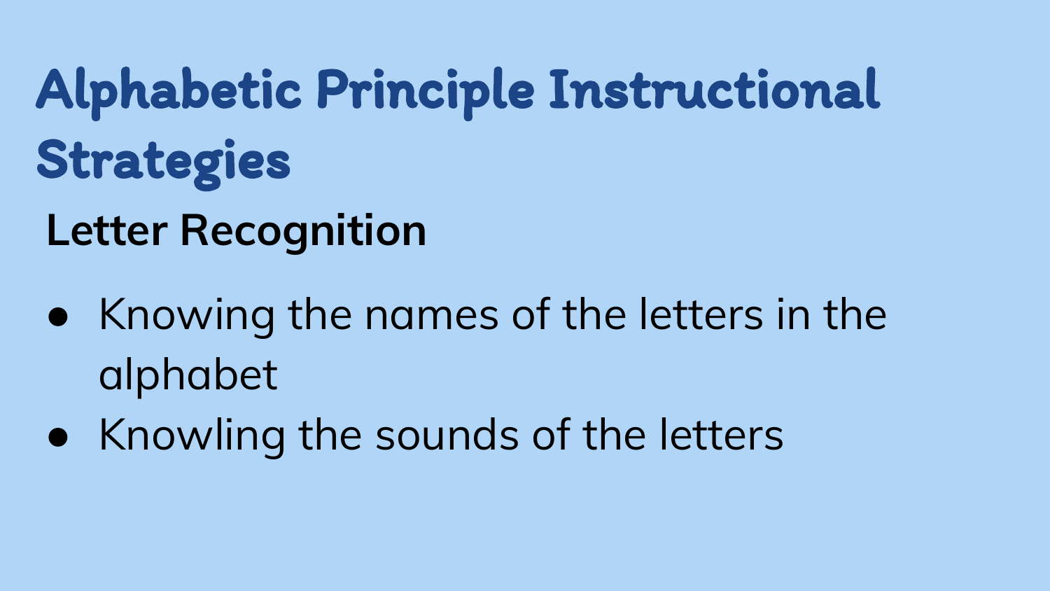# Alphabetic Principle Instructional Strategies

## Letter Recognition

- Knowing the names of the letters in the alphabet
- Knowling the sounds of the letters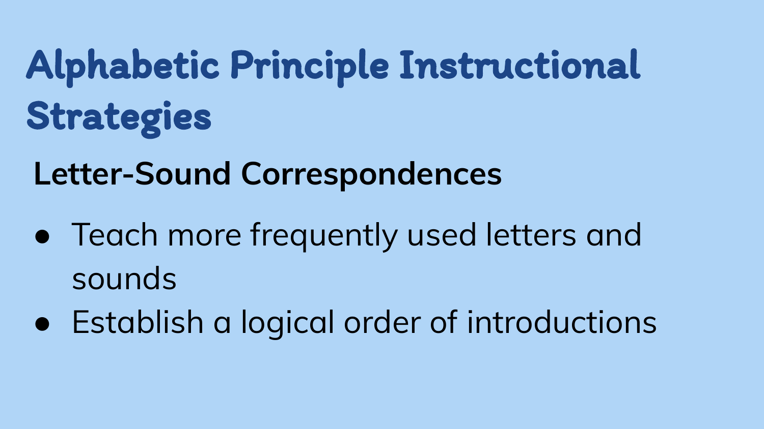# Alphabetic Principle Instructional Strategies

## Letter-Sound Correspondences

- Teach more frequently used letters and sounds
- Establish a logical order of introductions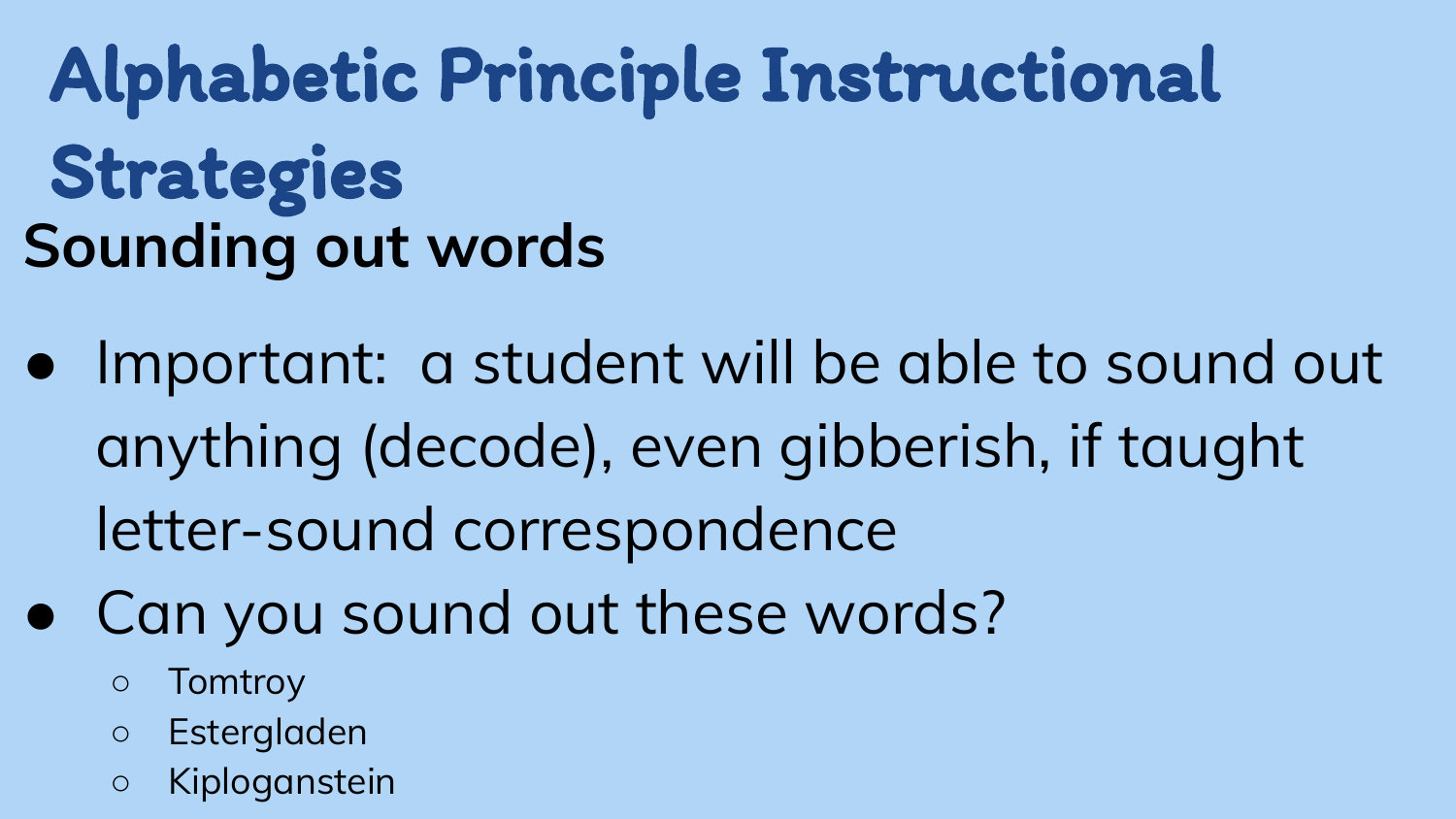# Alphabetic Principle Instructional Strategies

## Sounding out words

- Important: a student will be able to sound out anything (decode), even gibberish, if taught letter-sound correspondence
- Can you sound out these words?
  - Tomtroy
  - Estergladen
  - Kiploganstein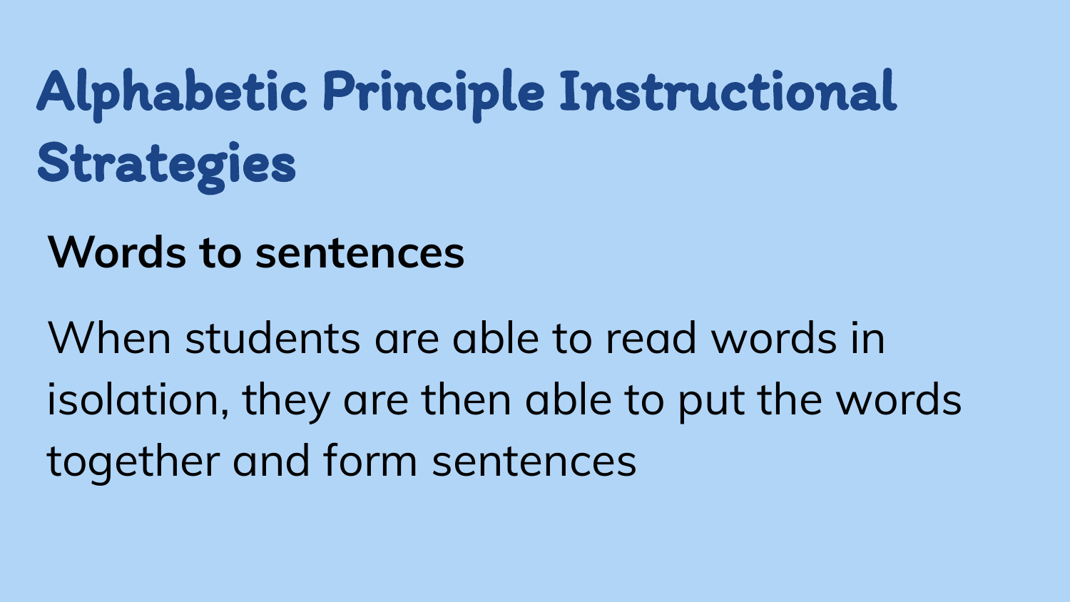# Alphabetic Principle Instructional Strategies

**Words to sentences**

When students are able to read words in isolation, they are then able to put the words together and form sentences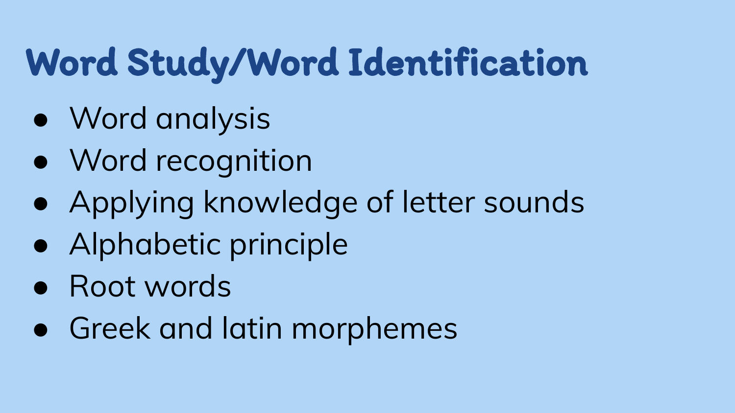# Word Study/Word Identification

- Word analysis
- Word recognition
- Applying knowledge of letter sounds
- Alphabetic principle
- Root words
- Greek and latin morphemes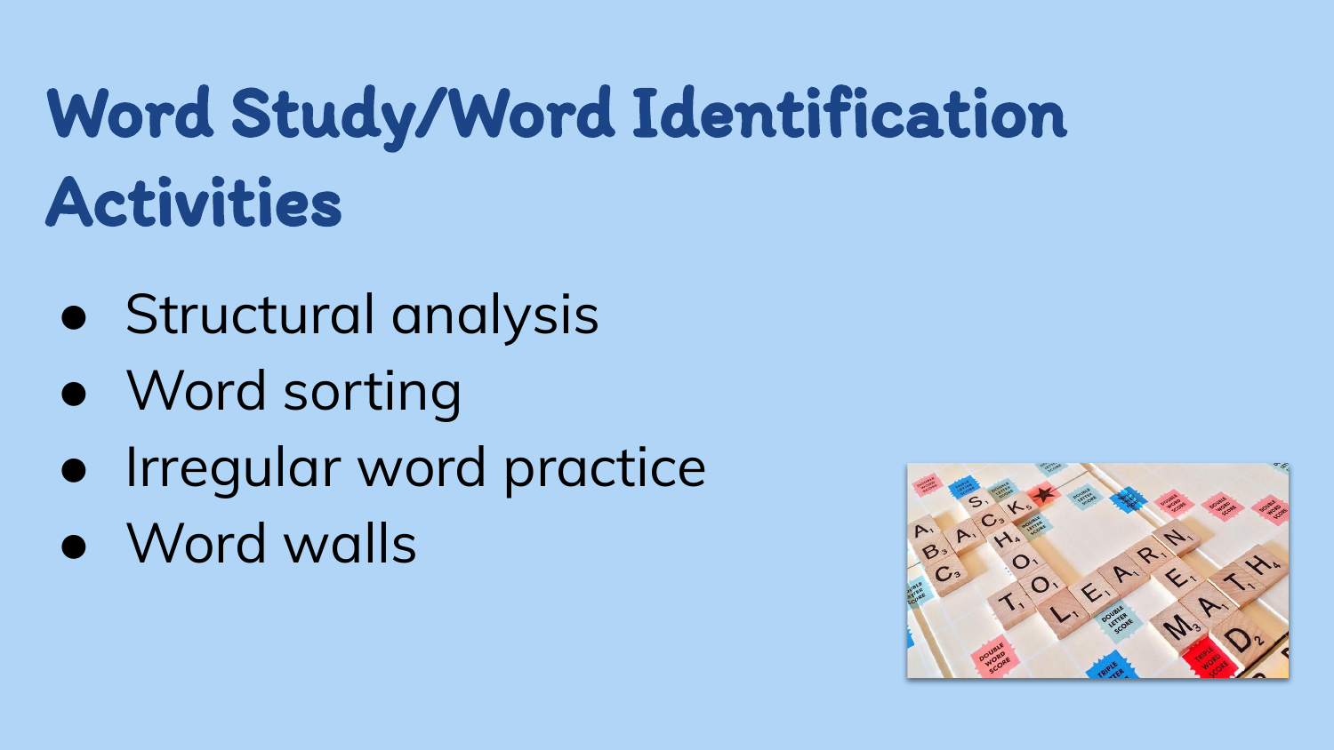# Word Study/Word Identification Activities

- Structural analysis
- Word sorting
- Irregular word practice
- Word walls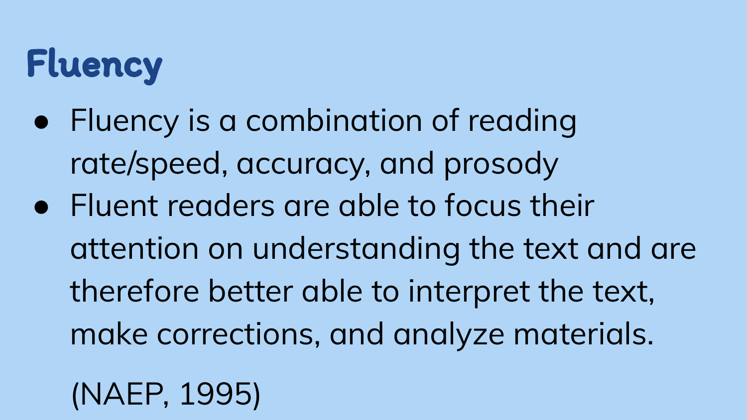# Fluency

- Fluency is a combination of reading rate/speed, accuracy, and prosody
- Fluent readers are able to focus their attention on understanding the text and are therefore better able to interpret the text, make corrections, and analyze materials.

(NAEP, 1995)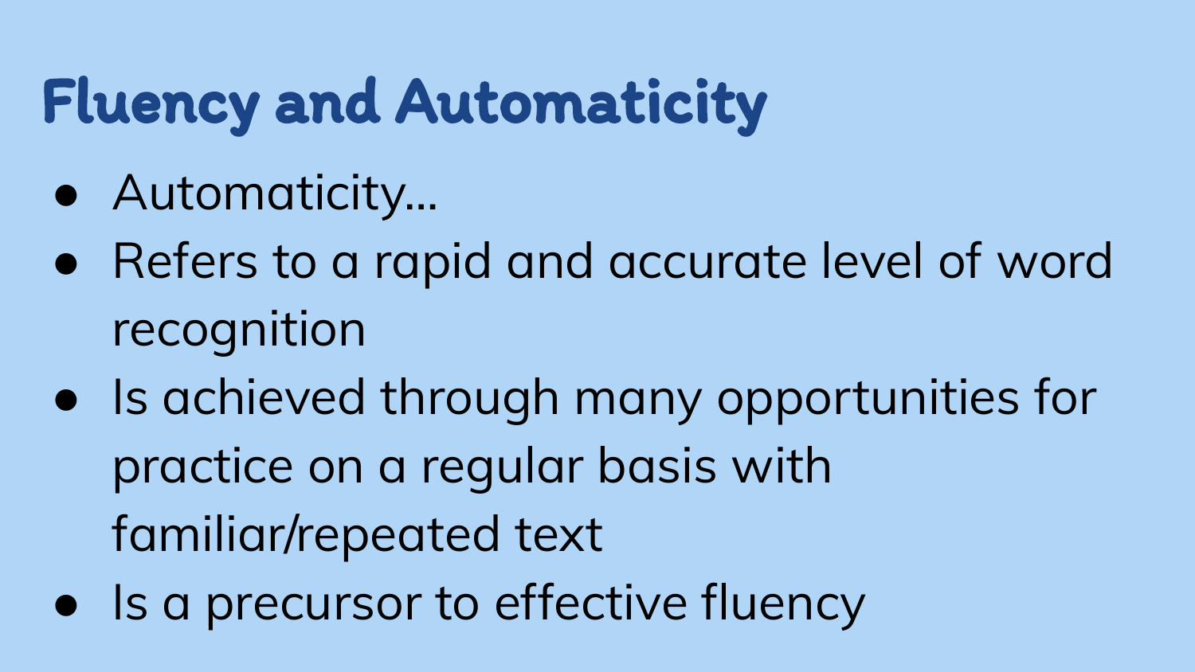# Fluency and Automaticity

- Automaticity...
- Refers to a rapid and accurate level of word recognition
- Is achieved through many opportunities for practice on a regular basis with familiar/repeated text
- Is a precursor to effective fluency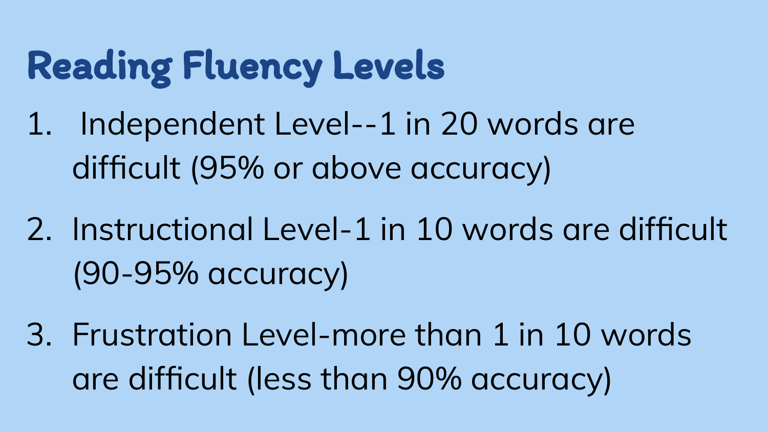# Reading Fluency Levels

1. Independent Level--1 in 20 words are difficult (95% or above accuracy)
2. Instructional Level-1 in 10 words are difficult (90-95% accuracy)
3. Frustration Level-more than 1 in 10 words are difficult (less than 90% accuracy)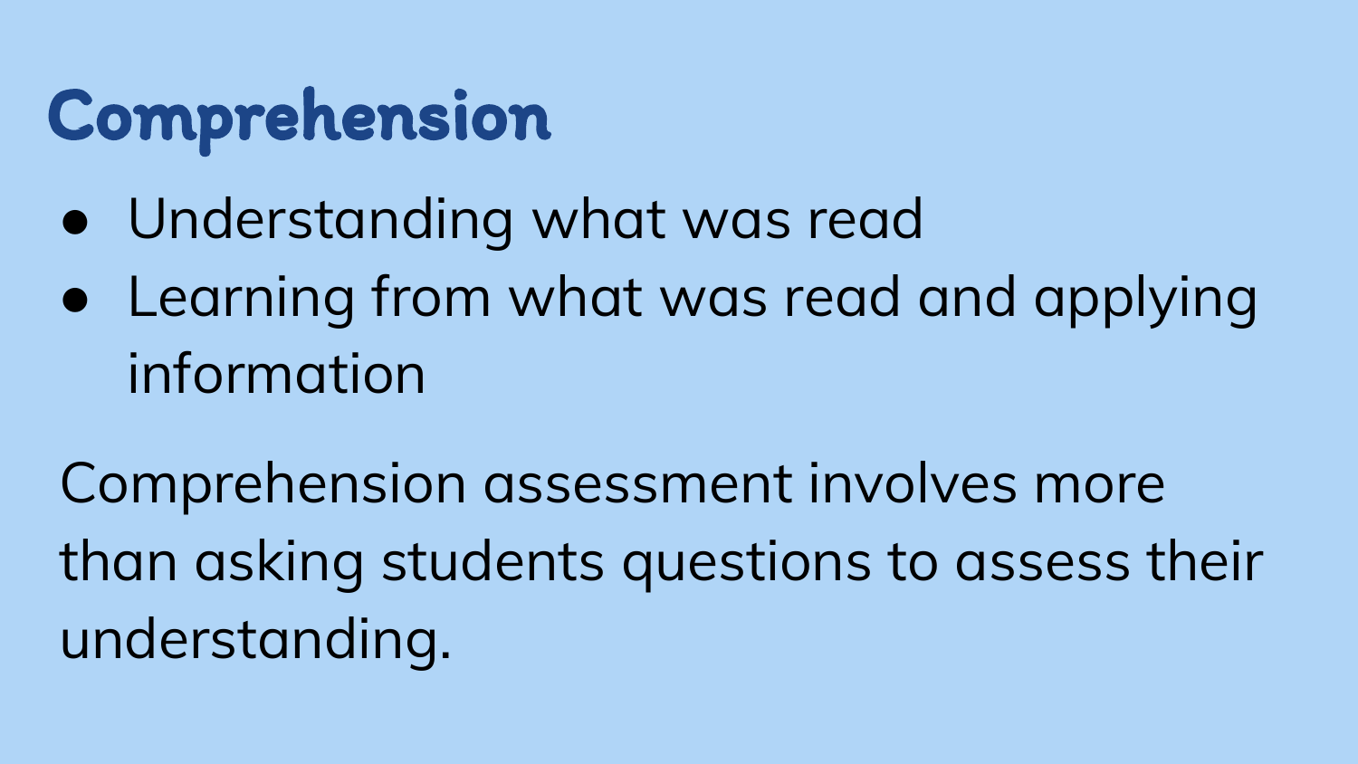# Comprehension

- Understanding what was read
- Learning from what was read and applying information

Comprehension assessment involves more than asking students questions to assess their understanding.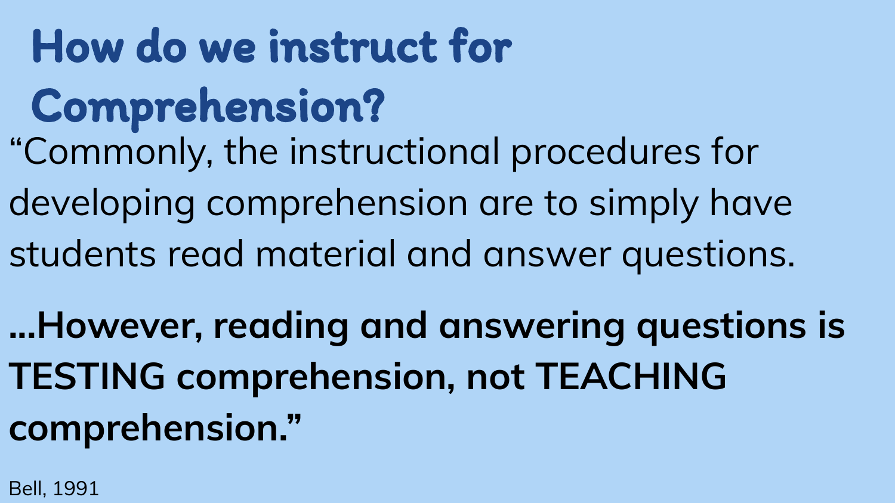# How do we instruct for Comprehension?

“Commonly, the instructional procedures for developing comprehension are to simply have students read material and answer questions.

**…However, reading and answering questions is TESTING comprehension, not TEACHING comprehension.”**

Bell, 1991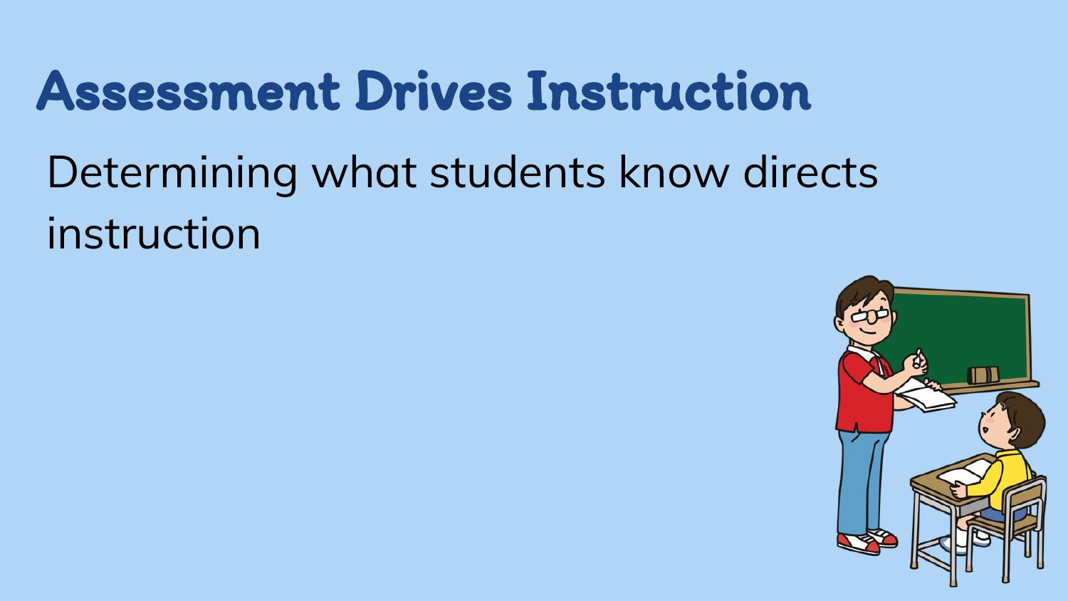# Assessment Drives Instruction

Determining what students know directs instruction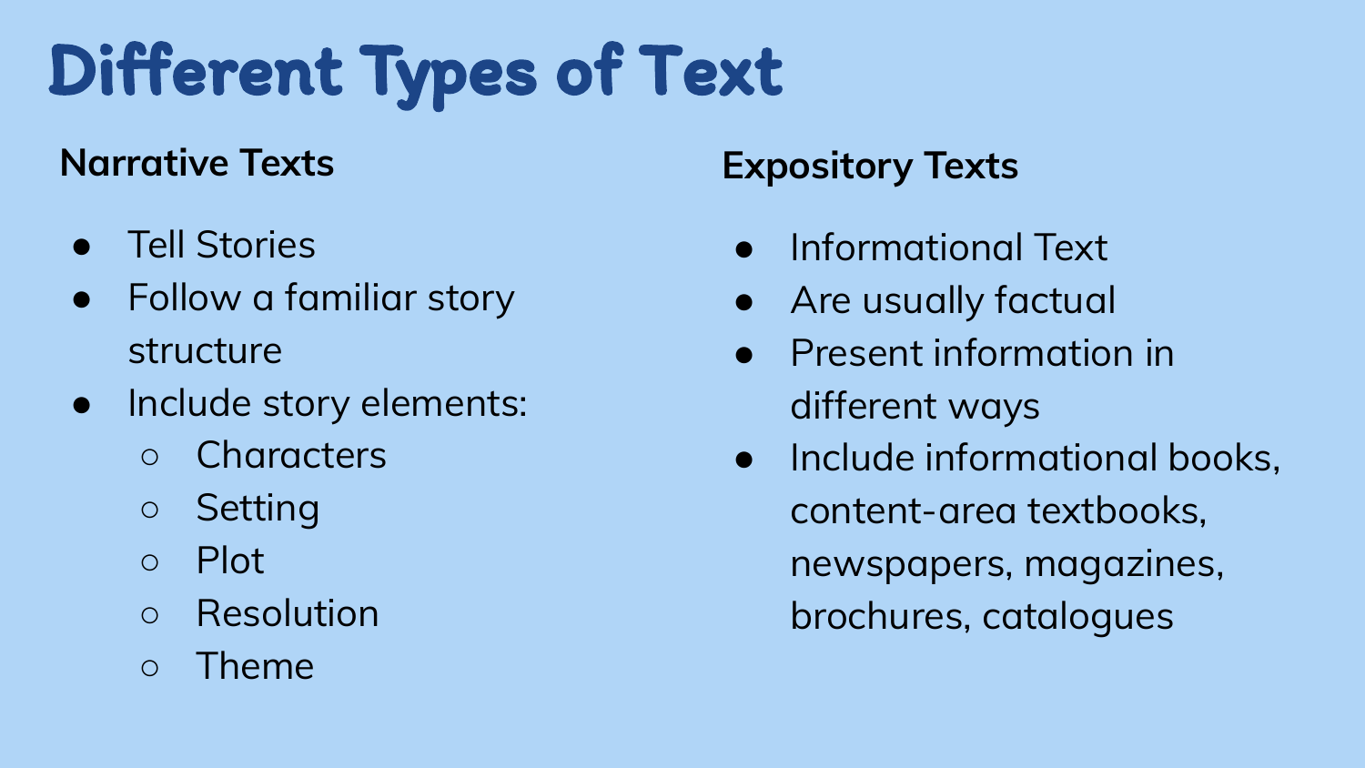# Different Types of Text

## Narrative Texts

- Tell Stories
- Follow a familiar story structure
- Include story elements:
  - Characters
  - Setting
  - Plot
  - Resolution
  - Theme

## Expository Texts

- Informational Text
- Are usually factual
- Present information in different ways
- Include informational books, content-area textbooks, newspapers, magazines, brochures, catalogues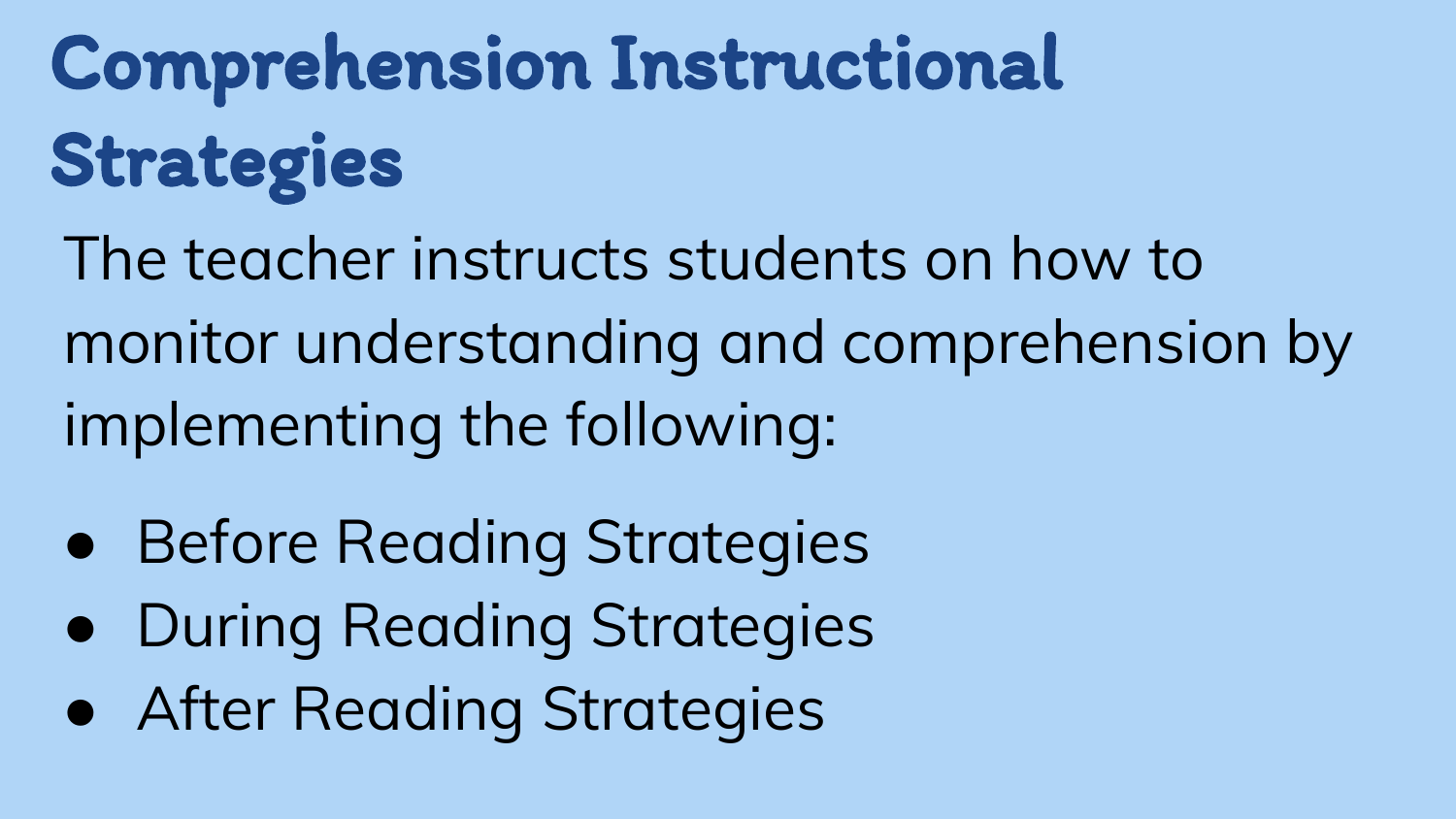# Comprehension Instructional Strategies

The teacher instructs students on how to monitor understanding and comprehension by implementing the following:

- Before Reading Strategies
- During Reading Strategies
- After Reading Strategies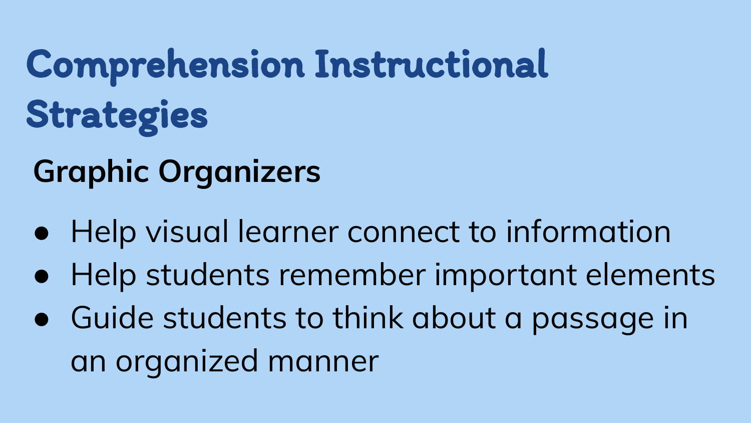# Comprehension Instructional Strategies

## Graphic Organizers

- Help visual learner connect to information
- Help students remember important elements
- Guide students to think about a passage in an organized manner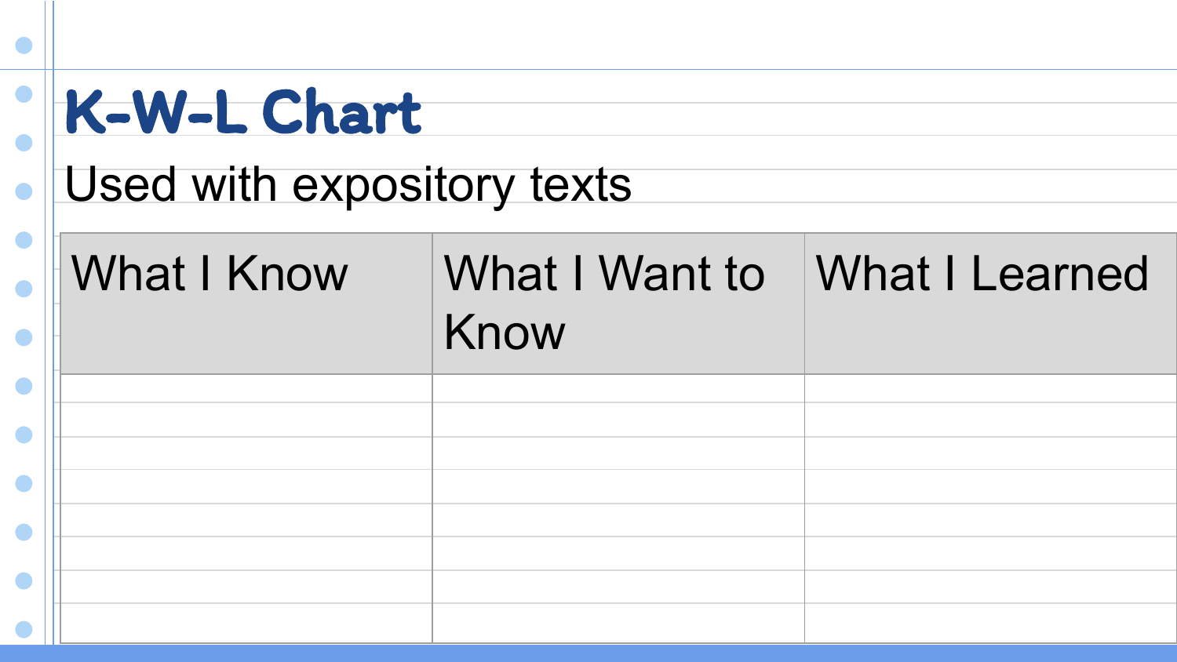# K-W-L Chart

Used with expository texts

| What I Know | What I Want to Know | What I Learned |
|---|---|---|
| | | |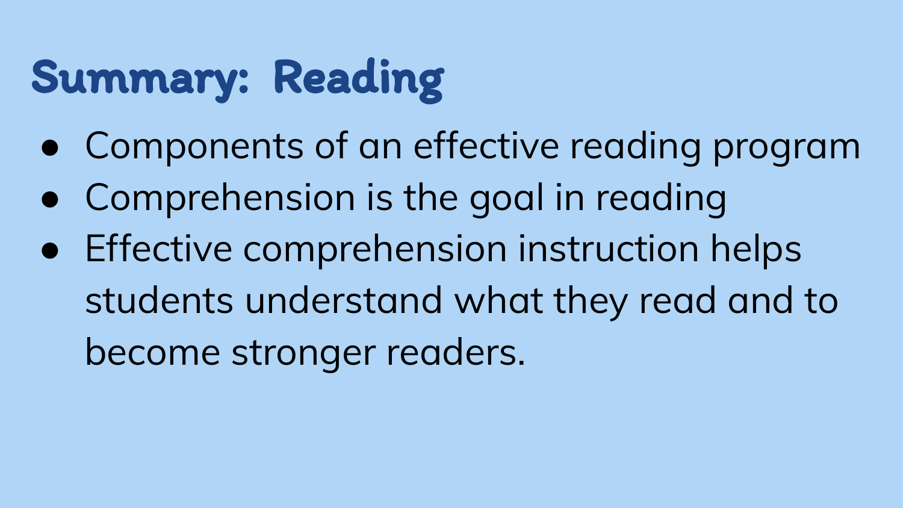# Summary: Reading

- Components of an effective reading program
- Comprehension is the goal in reading
- Effective comprehension instruction helps students understand what they read and to become stronger readers.